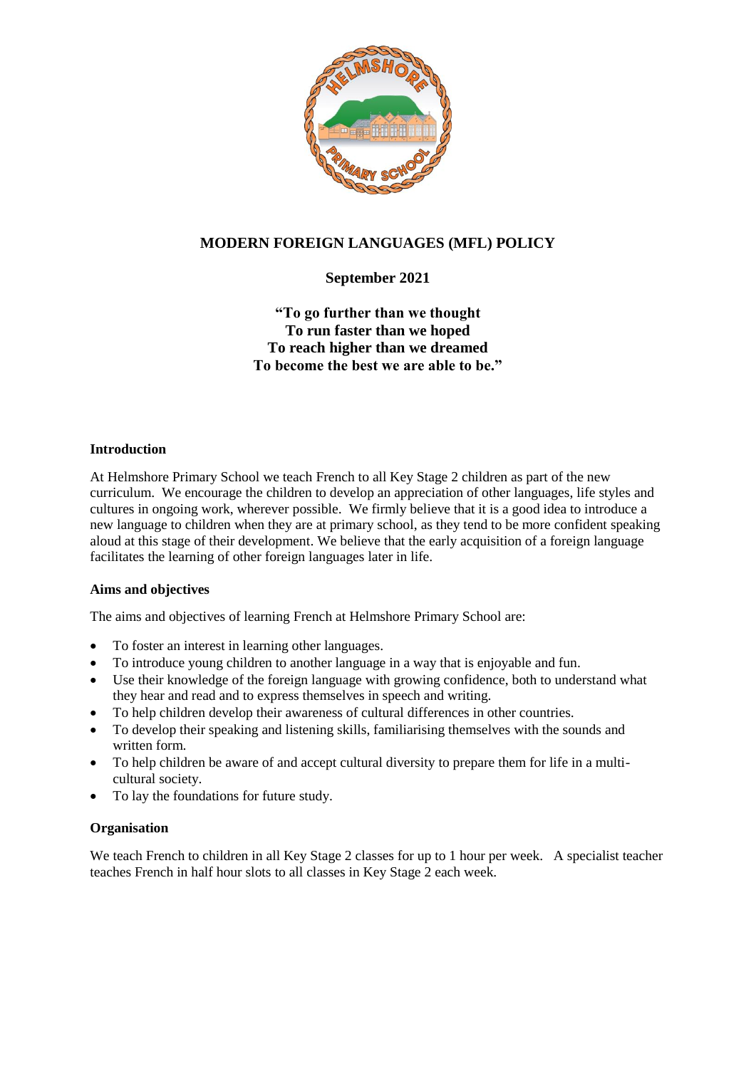# MODERN FOREIGN LANGUAGES (MFL) POLICY

**September 2021**

**"To go further than we thought**
**To run faster than we hoped**
**To reach higher than we dreamed**
**To become the best we are able to be."**

## Introduction

At Helmshore Primary School we teach French to all Key Stage 2 children as part of the new curriculum. We encourage the children to develop an appreciation of other languages, life styles and cultures in ongoing work, wherever possible. We firmly believe that it is a good idea to introduce a new language to children when they are at primary school, as they tend to be more confident speaking aloud at this stage of their development. We believe that the early acquisition of a foreign language facilitates the learning of other foreign languages later in life.

## Aims and objectives

The aims and objectives of learning French at Helmshore Primary School are:

- To foster an interest in learning other languages.
- To introduce young children to another language in a way that is enjoyable and fun.
- Use their knowledge of the foreign language with growing confidence, both to understand what they hear and read and to express themselves in speech and writing.
- To help children develop their awareness of cultural differences in other countries.
- To develop their speaking and listening skills, familiarising themselves with the sounds and written form.
- To help children be aware of and accept cultural diversity to prepare them for life in a multi-cultural society.
- To lay the foundations for future study.

## Organisation

We teach French to children in all Key Stage 2 classes for up to 1 hour per week. A specialist teacher teaches French in half hour slots to all classes in Key Stage 2 each week.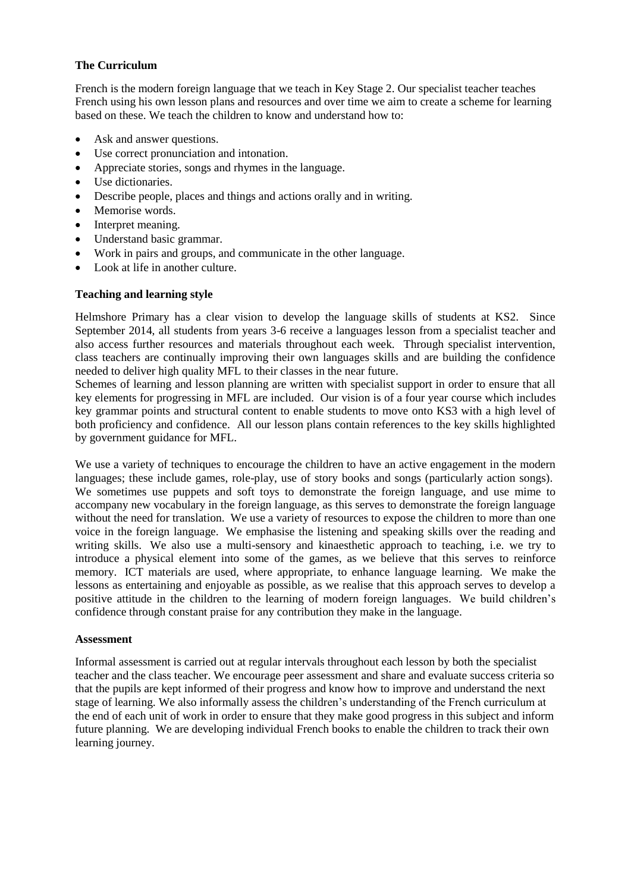**The Curriculum**

French is the modern foreign language that we teach in Key Stage 2. Our specialist teacher teaches French using his own lesson plans and resources and over time we aim to create a scheme for learning based on these. We teach the children to know and understand how to:

- Ask and answer questions.
- Use correct pronunciation and intonation.
- Appreciate stories, songs and rhymes in the language.
- Use dictionaries.
- Describe people, places and things and actions orally and in writing.
- Memorise words.
- Interpret meaning.
- Understand basic grammar.
- Work in pairs and groups, and communicate in the other language.
- Look at life in another culture.

**Teaching and learning style**

Helmshore Primary has a clear vision to develop the language skills of students at KS2. Since September 2014, all students from years 3-6 receive a languages lesson from a specialist teacher and also access further resources and materials throughout each week. Through specialist intervention, class teachers are continually improving their own languages skills and are building the confidence needed to deliver high quality MFL to their classes in the near future.
Schemes of learning and lesson planning are written with specialist support in order to ensure that all key elements for progressing in MFL are included. Our vision is of a four year course which includes key grammar points and structural content to enable students to move onto KS3 with a high level of both proficiency and confidence. All our lesson plans contain references to the key skills highlighted by government guidance for MFL.

We use a variety of techniques to encourage the children to have an active engagement in the modern languages; these include games, role-play, use of story books and songs (particularly action songs). We sometimes use puppets and soft toys to demonstrate the foreign language, and use mime to accompany new vocabulary in the foreign language, as this serves to demonstrate the foreign language without the need for translation. We use a variety of resources to expose the children to more than one voice in the foreign language. We emphasise the listening and speaking skills over the reading and writing skills. We also use a multi-sensory and kinaesthetic approach to teaching, i.e. we try to introduce a physical element into some of the games, as we believe that this serves to reinforce memory. ICT materials are used, where appropriate, to enhance language learning. We make the lessons as entertaining and enjoyable as possible, as we realise that this approach serves to develop a positive attitude in the children to the learning of modern foreign languages. We build children's confidence through constant praise for any contribution they make in the language.

**Assessment**

Informal assessment is carried out at regular intervals throughout each lesson by both the specialist teacher and the class teacher. We encourage peer assessment and share and evaluate success criteria so that the pupils are kept informed of their progress and know how to improve and understand the next stage of learning. We also informally assess the children's understanding of the French curriculum at the end of each unit of work in order to ensure that they make good progress in this subject and inform future planning. We are developing individual French books to enable the children to track their own learning journey.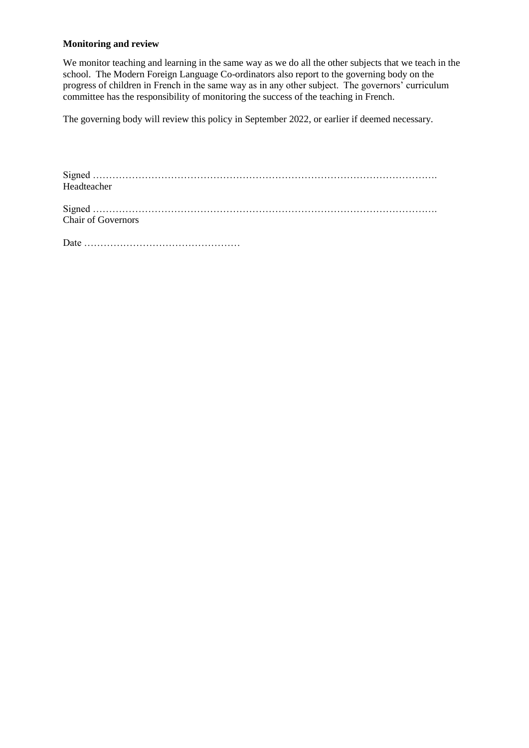**Monitoring and review**

We monitor teaching and learning in the same way as we do all the other subjects that we teach in the school. The Modern Foreign Language Co-ordinators also report to the governing body on the progress of children in French in the same way as in any other subject. The governors' curriculum committee has the responsibility of monitoring the success of the teaching in French.

The governing body will review this policy in September 2022, or earlier if deemed necessary.

Signed …………………………………………………………………………………………….
Headteacher

Signed …………………………………………………………………………………………….
Chair of Governors

Date …………………………………………